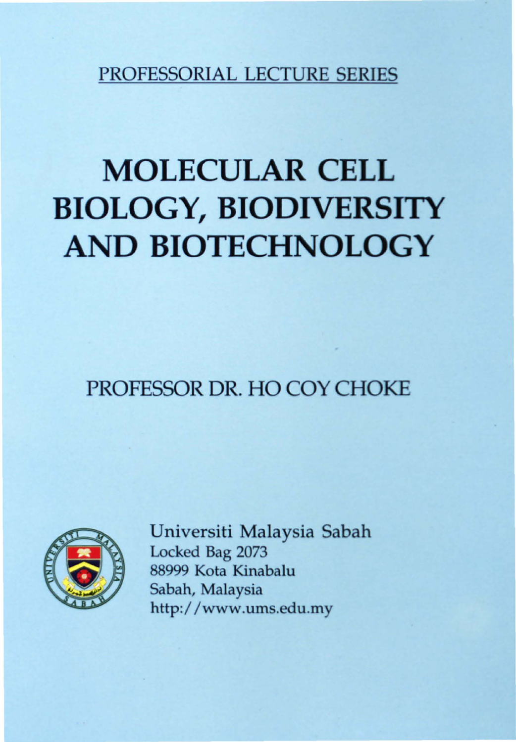PROFESSORIAL LECTURE SERIES

# MOLECULAR CELL BIOLOGY, BIODIVERSITY AND BIOTECHNOLOGY

PROFESSOR DR. HO COY CHOKE

Universiti Malaysia Sabah
Locked Bag 2073
88999 Kota Kinabalu
Sabah, Malaysia
http://www.ums.edu.my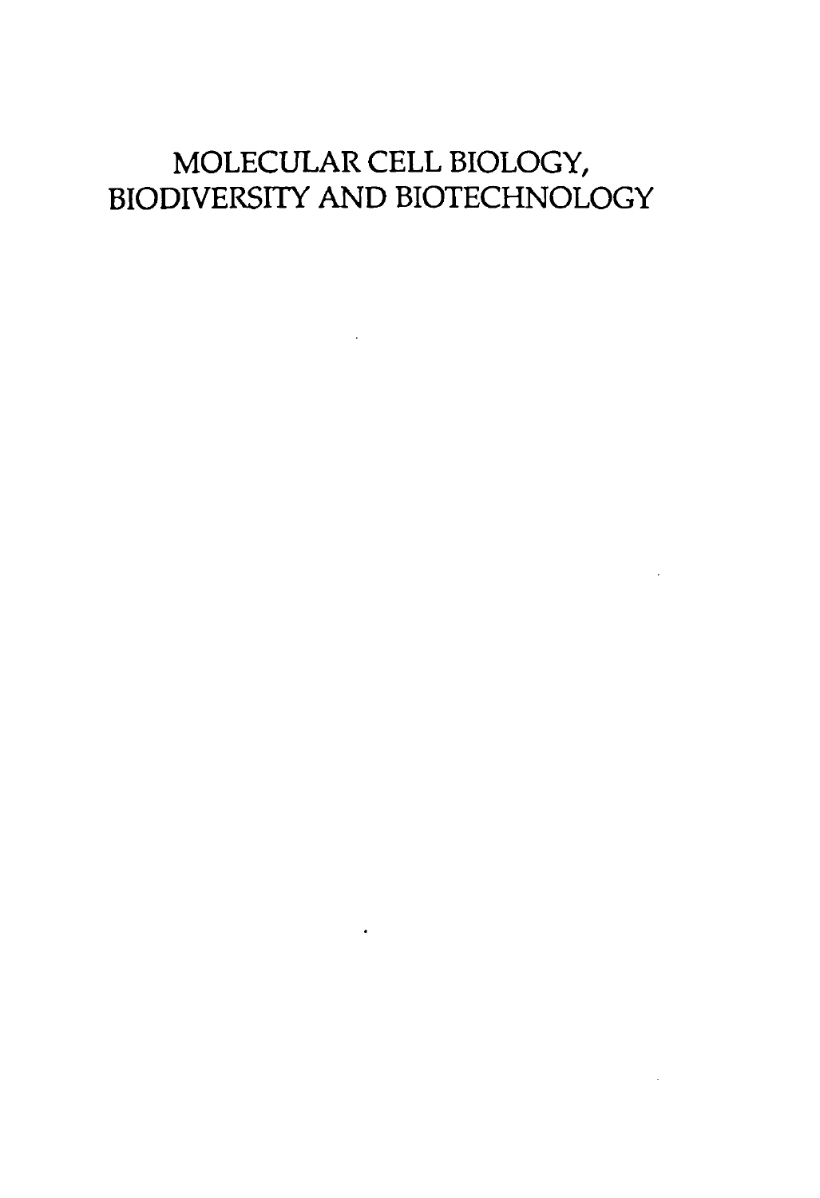# MOLECULAR CELL BIOLOGY, BIODIVERSITY AND BIOTECHNOLOGY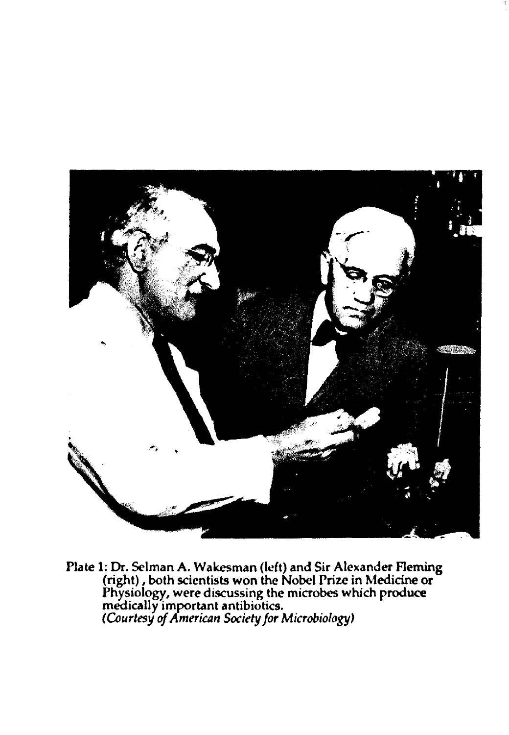Plate 1: Dr. Selman A. Wakesman (left) and Sir Alexander Fleming (right), both scientists won the Nobel Prize in Medicine or Physiology, were discussing the microbes which produce medically important antibiotics.
*(Courtesy of American Society for Microbiology)*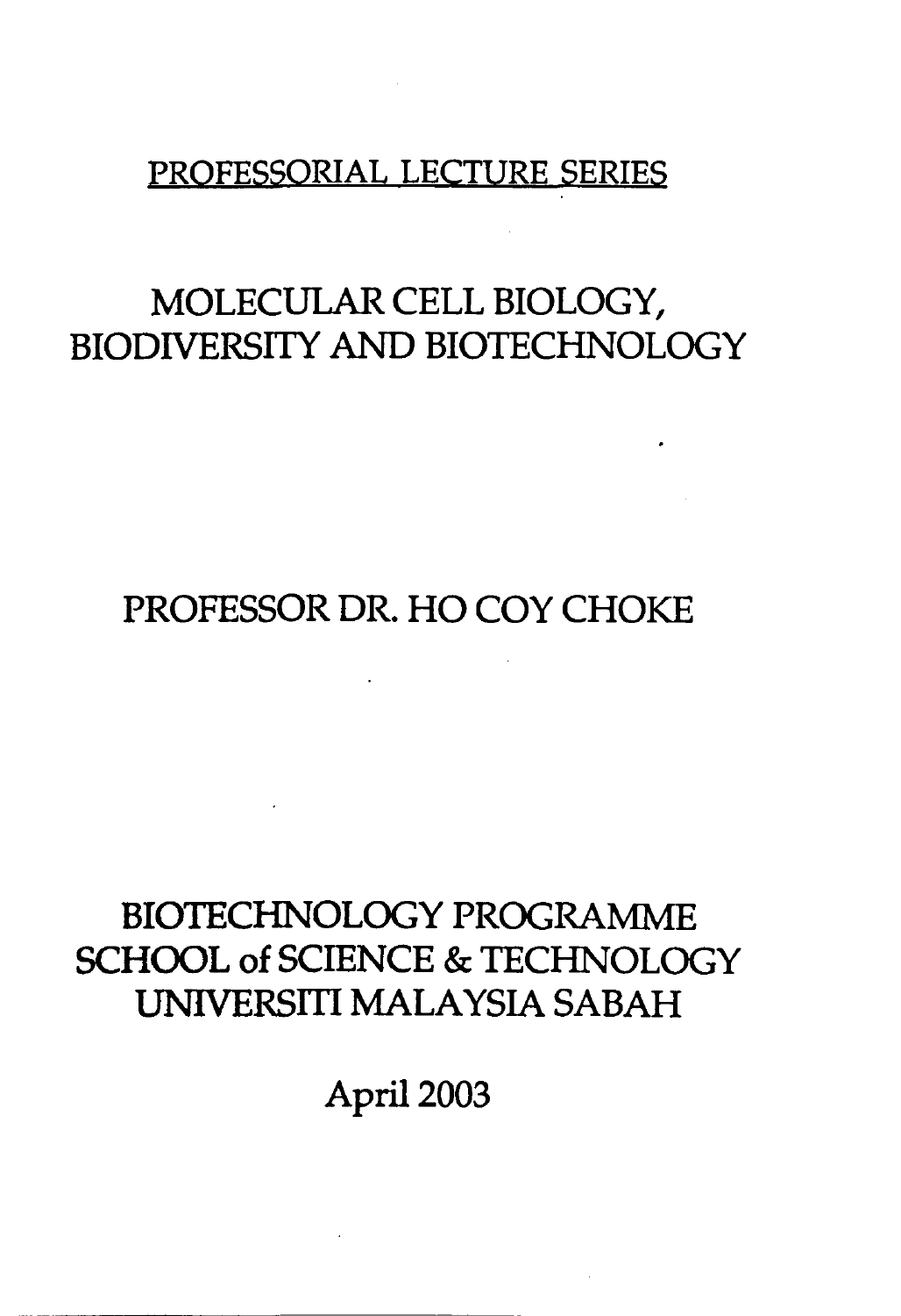PROFESSORIAL LECTURE SERIES

# MOLECULAR CELL BIOLOGY, BIODIVERSITY AND BIOTECHNOLOGY

## PROFESSOR DR. HO COY CHOKE

BIOTECHNOLOGY PROGRAMME
SCHOOL of SCIENCE & TECHNOLOGY
UNIVERSITI MALAYSIA SABAH

April 2003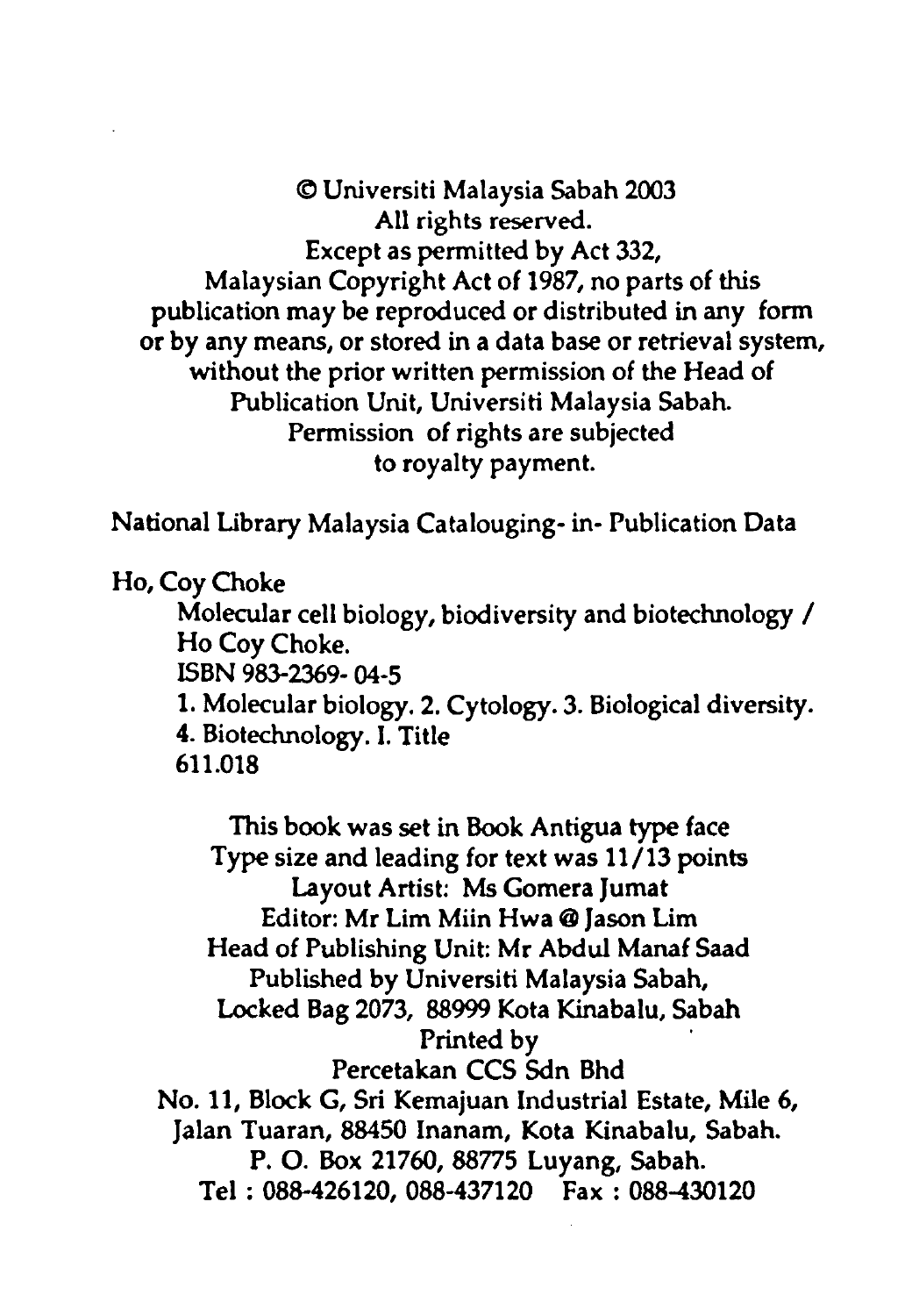© Universiti Malaysia Sabah 2003
All rights reserved.
Except as permitted by Act 332,
Malaysian Copyright Act of 1987, no parts of this
publication may be reproduced or distributed in any form
or by any means, or stored in a data base or retrieval system,
without the prior written permission of the Head of
Publication Unit, Universiti Malaysia Sabah.
Permission of rights are subjected
to royalty payment.

National Library Malaysia Catalouging- in- Publication Data

Ho, Coy Choke

Molecular cell biology, biodiversity and biotechnology /
Ho Coy Choke.
ISBN 983-2369- 04-5
1. Molecular biology. 2. Cytology. 3. Biological diversity.
4. Biotechnology. I. Title
611.018

This book was set in Book Antigua type face
Type size and leading for text was 11/13 points
Layout Artist: Ms Gomera Jumat
Editor: Mr Lim Miin Hwa @ Jason Lim
Head of Publishing Unit: Mr Abdul Manaf Saad
Published by Universiti Malaysia Sabah,
Locked Bag 2073, 88999 Kota Kinabalu, Sabah
Printed by
Percetakan CCS Sdn Bhd
No. 11, Block G, Sri Kemajuan Industrial Estate, Mile 6,
Jalan Tuaran, 88450 Inanam, Kota Kinabalu, Sabah.
P. O. Box 21760, 88775 Luyang, Sabah.
Tel : 088-426120, 088-437120 Fax : 088-430120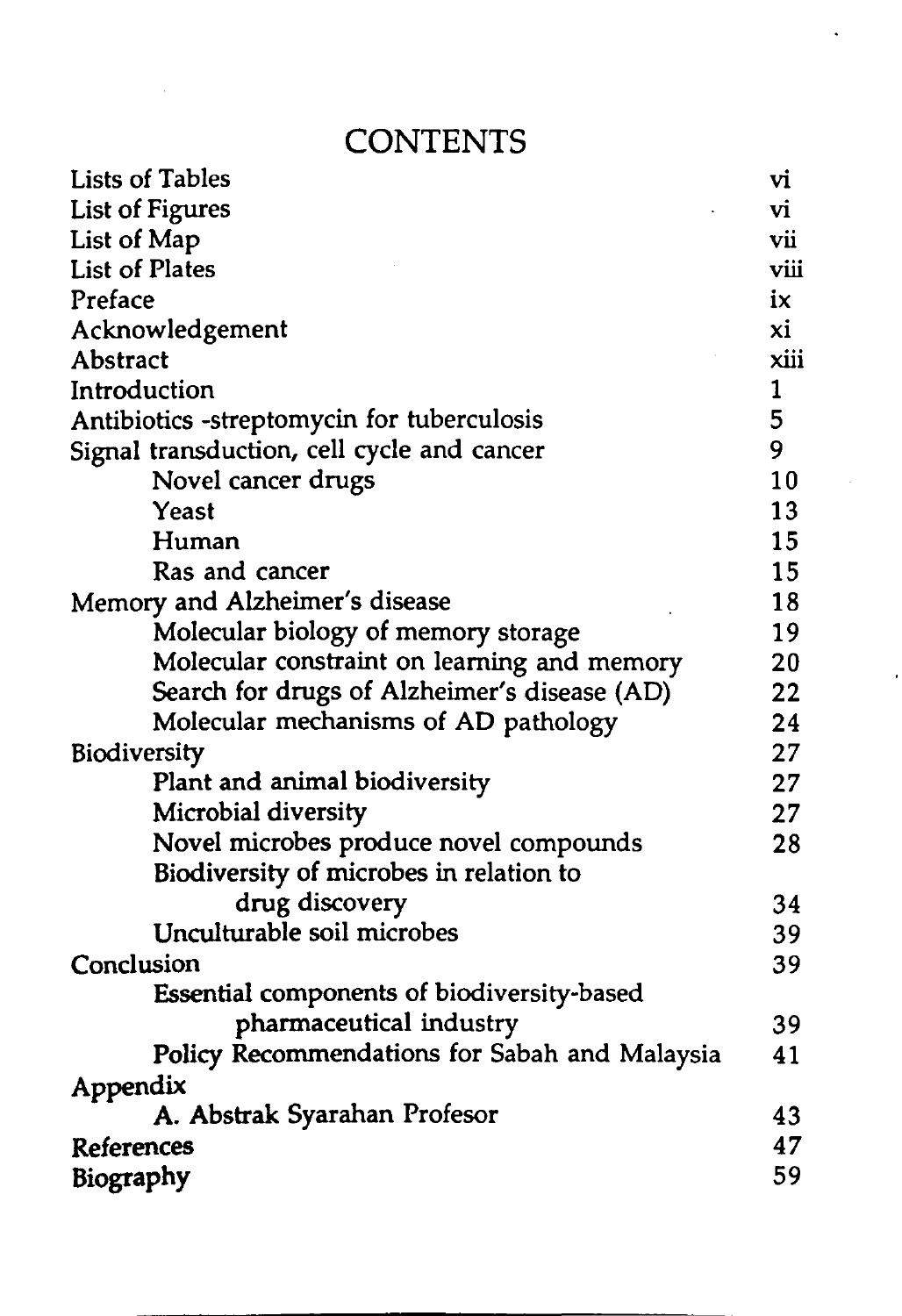# CONTENTS

| | |
|---|---|
| Lists of Tables | vi |
| List of Figures | vi |
| List of Map | vii |
| List of Plates | viii |
| Preface | ix |
| Acknowledgement | xi |
| Abstract | xiii |
| Introduction | 1 |
| Antibiotics -streptomycin for tuberculosis | 5 |
| Signal transduction, cell cycle and cancer | 9 |
| &nbsp;&nbsp;&nbsp;&nbsp;Novel cancer drugs | 10 |
| &nbsp;&nbsp;&nbsp;&nbsp;Yeast | 13 |
| &nbsp;&nbsp;&nbsp;&nbsp;Human | 15 |
| &nbsp;&nbsp;&nbsp;&nbsp;Ras and cancer | 15 |
| Memory and Alzheimer's disease | 18 |
| &nbsp;&nbsp;&nbsp;&nbsp;Molecular biology of memory storage | 19 |
| &nbsp;&nbsp;&nbsp;&nbsp;Molecular constraint on learning and memory | 20 |
| &nbsp;&nbsp;&nbsp;&nbsp;Search for drugs of Alzheimer's disease (AD) | 22 |
| &nbsp;&nbsp;&nbsp;&nbsp;Molecular mechanisms of AD pathology | 24 |
| Biodiversity | 27 |
| &nbsp;&nbsp;&nbsp;&nbsp;Plant and animal biodiversity | 27 |
| &nbsp;&nbsp;&nbsp;&nbsp;Microbial diversity | 27 |
| &nbsp;&nbsp;&nbsp;&nbsp;Novel microbes produce novel compounds | 28 |
| &nbsp;&nbsp;&nbsp;&nbsp;Biodiversity of microbes in relation to drug discovery | 34 |
| &nbsp;&nbsp;&nbsp;&nbsp;Unculturable soil microbes | 39 |
| Conclusion | 39 |
| &nbsp;&nbsp;&nbsp;&nbsp;Essential components of biodiversity-based pharmaceutical industry | 39 |
| &nbsp;&nbsp;&nbsp;&nbsp;Policy Recommendations for Sabah and Malaysia | 41 |
| Appendix | |
| &nbsp;&nbsp;&nbsp;&nbsp;A. Abstrak Syarahan Profesor | 43 |
| References | 47 |
| Biography | 59 |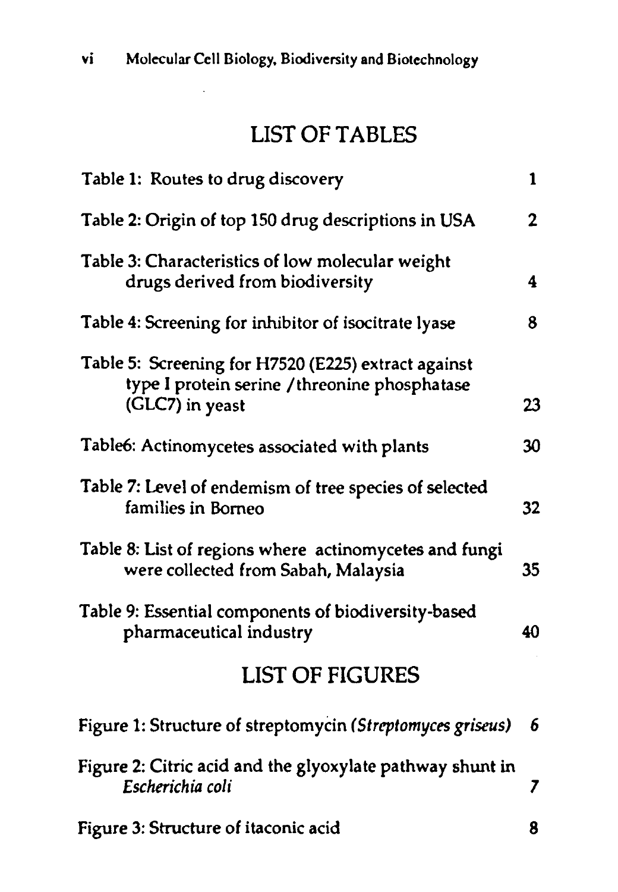## LIST OF TABLES

| | |
|---|---|
| Table 1: Routes to drug discovery | 1 |
| Table 2: Origin of top 150 drug descriptions in USA | 2 |
| Table 3: Characteristics of low molecular weight drugs derived from biodiversity | 4 |
| Table 4: Screening for inhibitor of isocitrate lyase | 8 |
| Table 5: Screening for H7520 (E225) extract against type I protein serine /threonine phosphatase (GLC7) in yeast | 23 |
| Table6: Actinomycetes associated with plants | 30 |
| Table 7: Level of endemism of tree species of selected families in Borneo | 32 |
| Table 8: List of regions where actinomycetes and fungi were collected from Sabah, Malaysia | 35 |
| Table 9: Essential components of biodiversity-based pharmaceutical industry | 40 |

## LIST OF FIGURES

| | |
|---|---|
| Figure 1: Structure of streptomycin *(Streptomyces griseus)* | 6 |
| Figure 2: Citric acid and the glyoxylate pathway shunt in *Escherichia coli* | 7 |
| Figure 3: Structure of itaconic acid | 8 |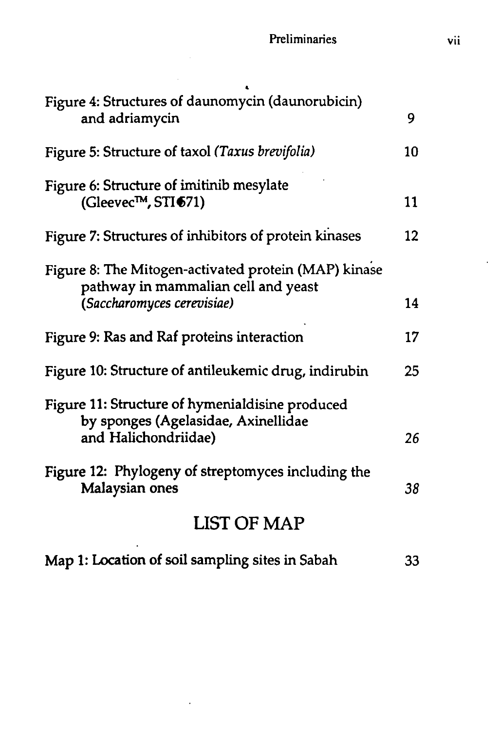| | |
|---|---|
| Figure 4: Structures of daunomycin (daunorubicin) and adriamycin | 9 |
| Figure 5: Structure of taxol *(Taxus brevifolia)* | 10 |
| Figure 6: Structure of imitinib mesylate (Gleevec™, STI571) | 11 |
| Figure 7: Structures of inhibitors of protein kinases | 12 |
| Figure 8: The Mitogen-activated protein (MAP) kinase pathway in mammalian cell and yeast *(Saccharomyces cerevisiae)* | 14 |
| Figure 9: Ras and Raf proteins interaction | 17 |
| Figure 10: Structure of antileukemic drug, indirubin | 25 |
| Figure 11: Structure of hymenialdisine produced by sponges (Agelasidae, Axinellidae and Halichondriidae) | *26* |
| Figure 12: Phylogeny of streptomyces including the Malaysian ones | *38* |

## LIST OF MAP

| | |
|---|---|
| Map 1: Location of soil sampling sites in Sabah | 33 |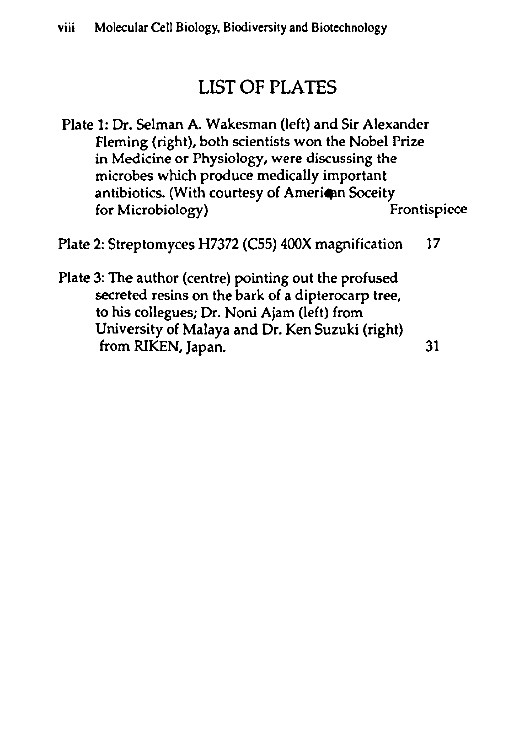# LIST OF PLATES

Plate 1: Dr. Selman A. Wakesman (left) and Sir Alexander Fleming (right), both scientists won the Nobel Prize in Medicine or Physiology, were discussing the microbes which produce medically important antibiotics. (With courtesy of American Soceity for Microbiology) Frontispiece

Plate 2: Streptomyces H7372 (C55) 400X magnification 17

Plate 3: The author (centre) pointing out the profused secreted resins on the bark of a dipterocarp tree, to his collegues; Dr. Noni Ajam (left) from University of Malaya and Dr. Ken Suzuki (right) from RIKEN, Japan. 31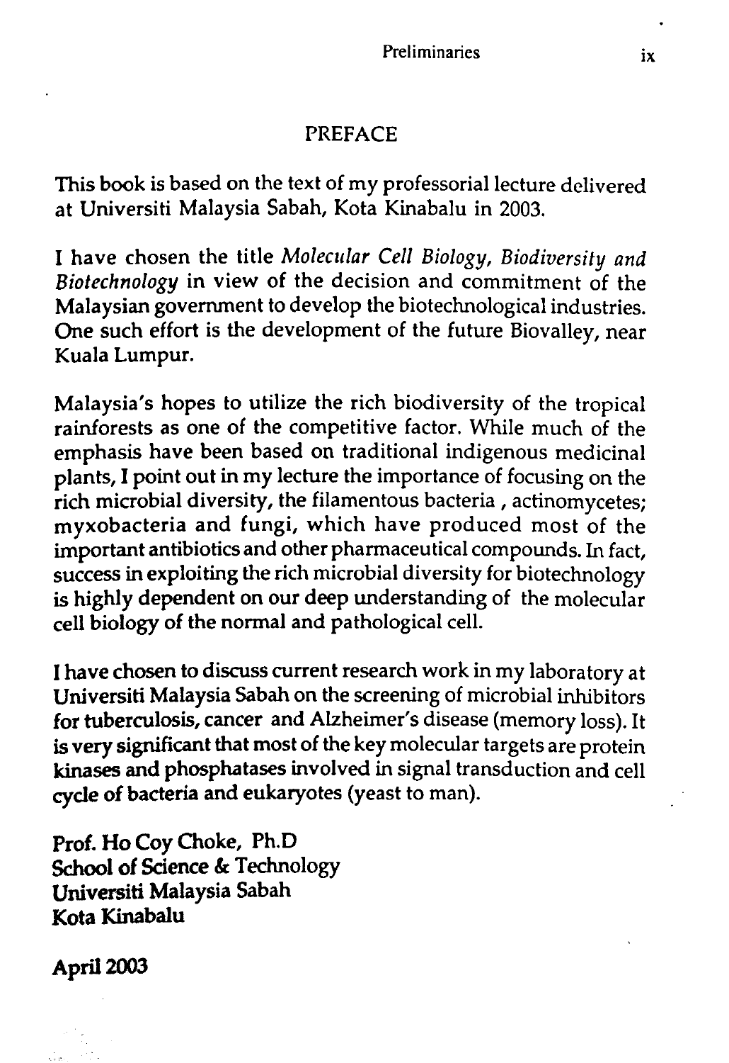# PREFACE

This book is based on the text of my professorial lecture delivered at Universiti Malaysia Sabah, Kota Kinabalu in 2003.

I have chosen the title *Molecular Cell Biology, Biodiversity and Biotechnology* in view of the decision and commitment of the Malaysian government to develop the biotechnological industries. One such effort is the development of the future Biovalley, near Kuala Lumpur.

Malaysia's hopes to utilize the rich biodiversity of the tropical rainforests as one of the competitive factor. While much of the emphasis have been based on traditional indigenous medicinal plants, I point out in my lecture the importance of focusing on the rich microbial diversity, the filamentous bacteria , actinomycetes; myxobacteria and fungi, which have produced most of the important antibiotics and other pharmaceutical compounds. In fact, success in exploiting the rich microbial diversity for biotechnology is highly dependent on our deep understanding of the molecular cell biology of the normal and pathological cell.

I have chosen to discuss current research work in my laboratory at Universiti Malaysia Sabah on the screening of microbial inhibitors for tuberculosis, cancer and Alzheimer's disease (memory loss). It is very significant that most of the key molecular targets are protein kinases and phosphatases involved in signal transduction and cell cycle of bacteria and eukaryotes (yeast to man).

**Prof. Ho Coy Choke, Ph.D**
**School of Science & Technology**
**Universiti Malaysia Sabah**
**Kota Kinabalu**

**April 2003**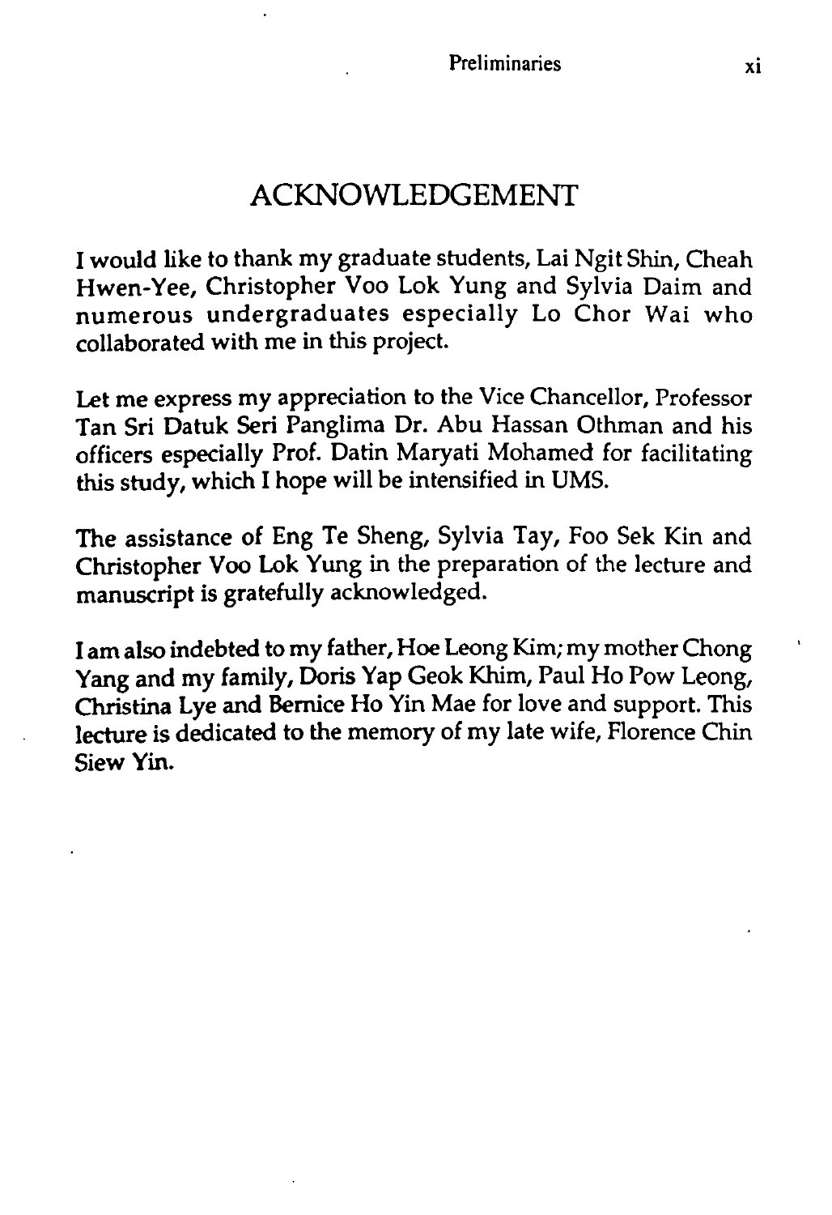# ACKNOWLEDGEMENT

I would like to thank my graduate students, Lai Ngit Shin, Cheah Hwen-Yee, Christopher Voo Lok Yung and Sylvia Daim and numerous undergraduates especially Lo Chor Wai who collaborated with me in this project.

Let me express my appreciation to the Vice Chancellor, Professor Tan Sri Datuk Seri Panglima Dr. Abu Hassan Othman and his officers especially Prof. Datin Maryati Mohamed for facilitating this study, which I hope will be intensified in UMS.

The assistance of Eng Te Sheng, Sylvia Tay, Foo Sek Kin and Christopher Voo Lok Yung in the preparation of the lecture and manuscript is gratefully acknowledged.

I am also indebted to my father, Hoe Leong Kim; my mother Chong Yang and my family, Doris Yap Geok Khim, Paul Ho Pow Leong, Christina Lye and Bernice Ho Yin Mae for love and support. This lecture is dedicated to the memory of my late wife, Florence Chin Siew Yin.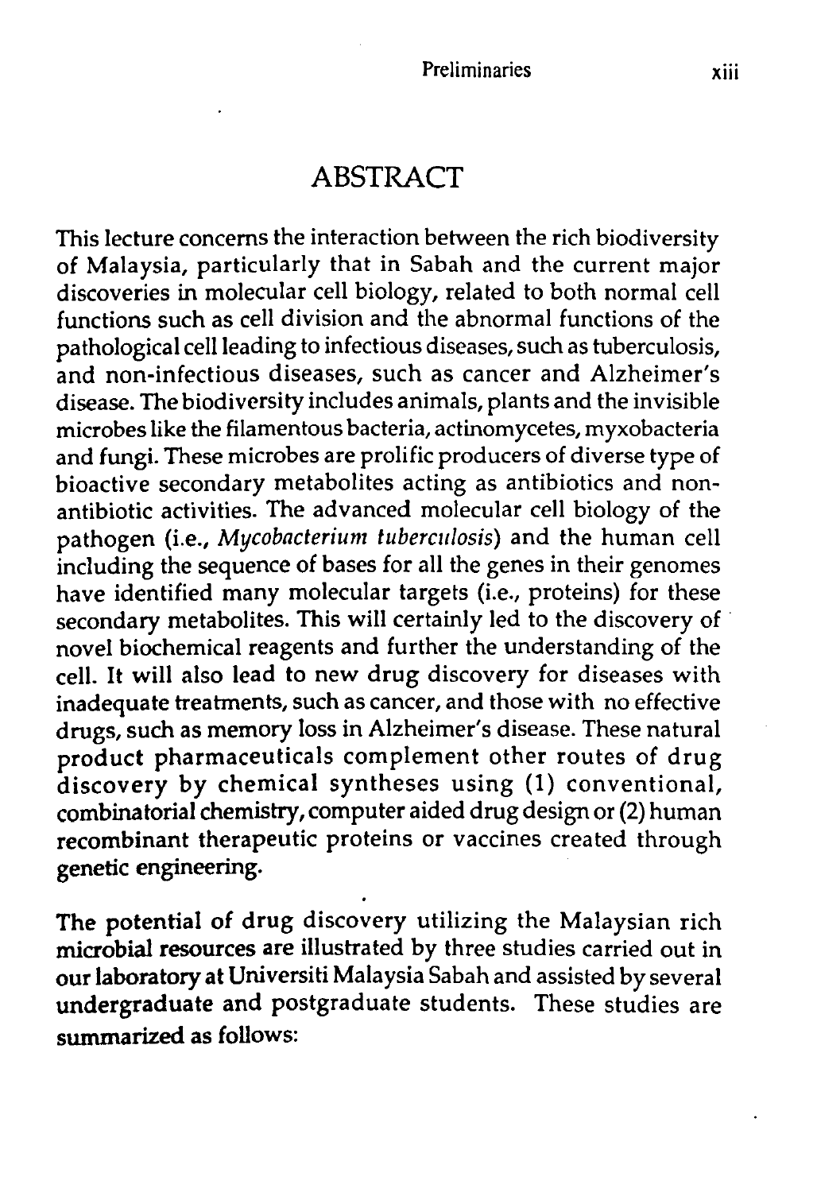# ABSTRACT

This lecture concerns the interaction between the rich biodiversity of Malaysia, particularly that in Sabah and the current major discoveries in molecular cell biology, related to both normal cell functions such as cell division and the abnormal functions of the pathological cell leading to infectious diseases, such as tuberculosis, and non-infectious diseases, such as cancer and Alzheimer's disease. The biodiversity includes animals, plants and the invisible microbes like the filamentous bacteria, actinomycetes, myxobacteria and fungi. These microbes are prolific producers of diverse type of bioactive secondary metabolites acting as antibiotics and non-antibiotic activities. The advanced molecular cell biology of the pathogen (i.e., *Mycobacterium tuberculosis*) and the human cell including the sequence of bases for all the genes in their genomes have identified many molecular targets (i.e., proteins) for these secondary metabolites. This will certainly led to the discovery of novel biochemical reagents and further the understanding of the cell. It will also lead to new drug discovery for diseases with inadequate treatments, such as cancer, and those with no effective drugs, such as memory loss in Alzheimer's disease. These natural product pharmaceuticals complement other routes of drug discovery by chemical syntheses using (1) conventional, combinatorial chemistry, computer aided drug design or (2) human recombinant therapeutic proteins or vaccines created through genetic engineering.

The potential of drug discovery utilizing the Malaysian rich microbial resources are illustrated by three studies carried out in our laboratory at Universiti Malaysia Sabah and assisted by several undergraduate and postgraduate students. These studies are summarized as follows: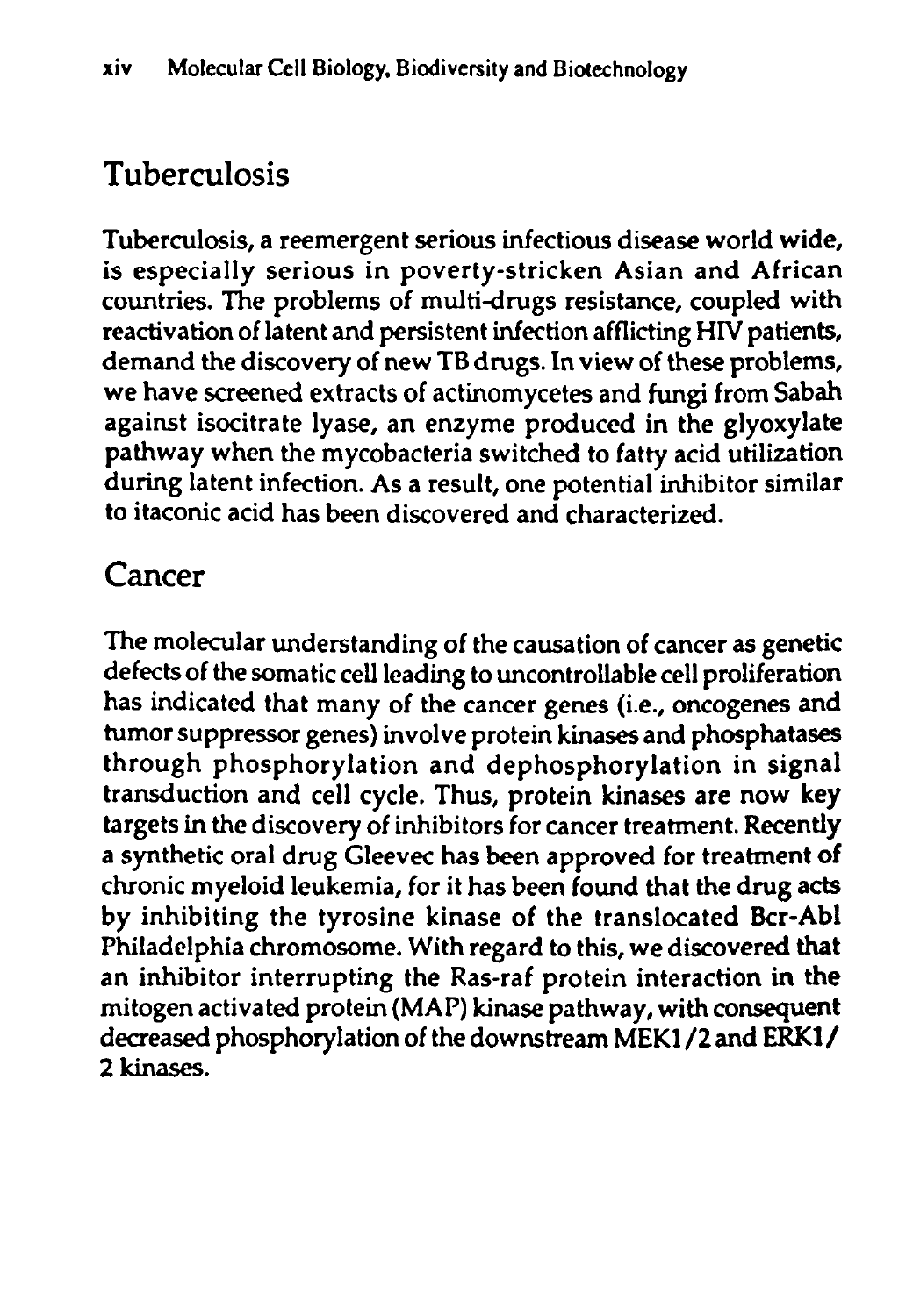## Tuberculosis

Tuberculosis, a reemergent serious infectious disease world wide, is especially serious in poverty-stricken Asian and African countries. The problems of multi-drugs resistance, coupled with reactivation of latent and persistent infection afflicting HIV patients, demand the discovery of new TB drugs. In view of these problems, we have screened extracts of actinomycetes and fungi from Sabah against isocitrate lyase, an enzyme produced in the glyoxylate pathway when the mycobacteria switched to fatty acid utilization during latent infection. As a result, one potential inhibitor similar to itaconic acid has been discovered and characterized.

## Cancer

The molecular understanding of the causation of cancer as genetic defects of the somatic cell leading to uncontrollable cell proliferation has indicated that many of the cancer genes (i.e., oncogenes and tumor suppressor genes) involve protein kinases and phosphatases through phosphorylation and dephosphorylation in signal transduction and cell cycle. Thus, protein kinases are now key targets in the discovery of inhibitors for cancer treatment. Recently a synthetic oral drug Gleevec has been approved for treatment of chronic myeloid leukemia, for it has been found that the drug acts by inhibiting the tyrosine kinase of the translocated Bcr-Abl Philadelphia chromosome. With regard to this, we discovered that an inhibitor interrupting the Ras-raf protein interaction in the mitogen activated protein (MAP) kinase pathway, with consequent decreased phosphorylation of the downstream MEK1/2 and ERK1/2 kinases.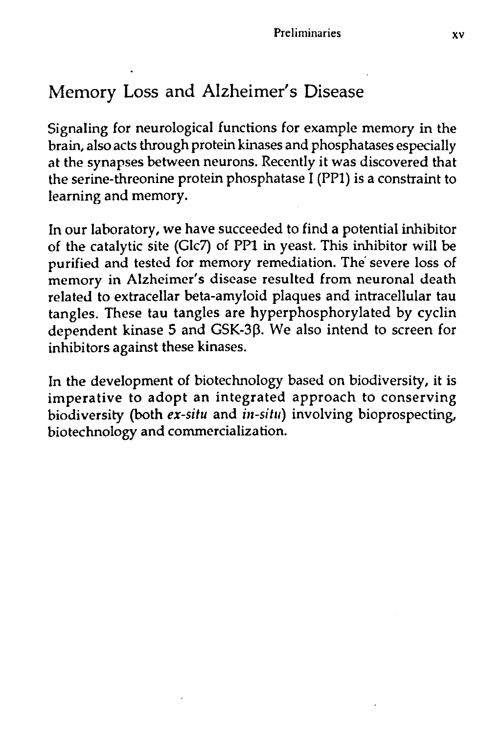## Memory Loss and Alzheimer's Disease

Signaling for neurological functions for example memory in the brain, also acts through protein kinases and phosphatases especially at the synapses between neurons. Recently it was discovered that the serine-threonine protein phosphatase I (PP1) is a constraint to learning and memory.

In our laboratory, we have succeeded to find a potential inhibitor of the catalytic site (Glc7) of PP1 in yeast. This inhibitor will be purified and tested for memory remediation. The severe loss of memory in Alzheimer's disease resulted from neuronal death related to extracellar beta-amyloid plaques and intracellular tau tangles. These tau tangles are hyperphosphorylated by cyclin dependent kinase 5 and GSK-3β. We also intend to screen for inhibitors against these kinases.

In the development of biotechnology based on biodiversity, it is imperative to adopt an integrated approach to conserving biodiversity (both *ex-situ* and *in-situ*) involving bioprospecting, biotechnology and commercialization.